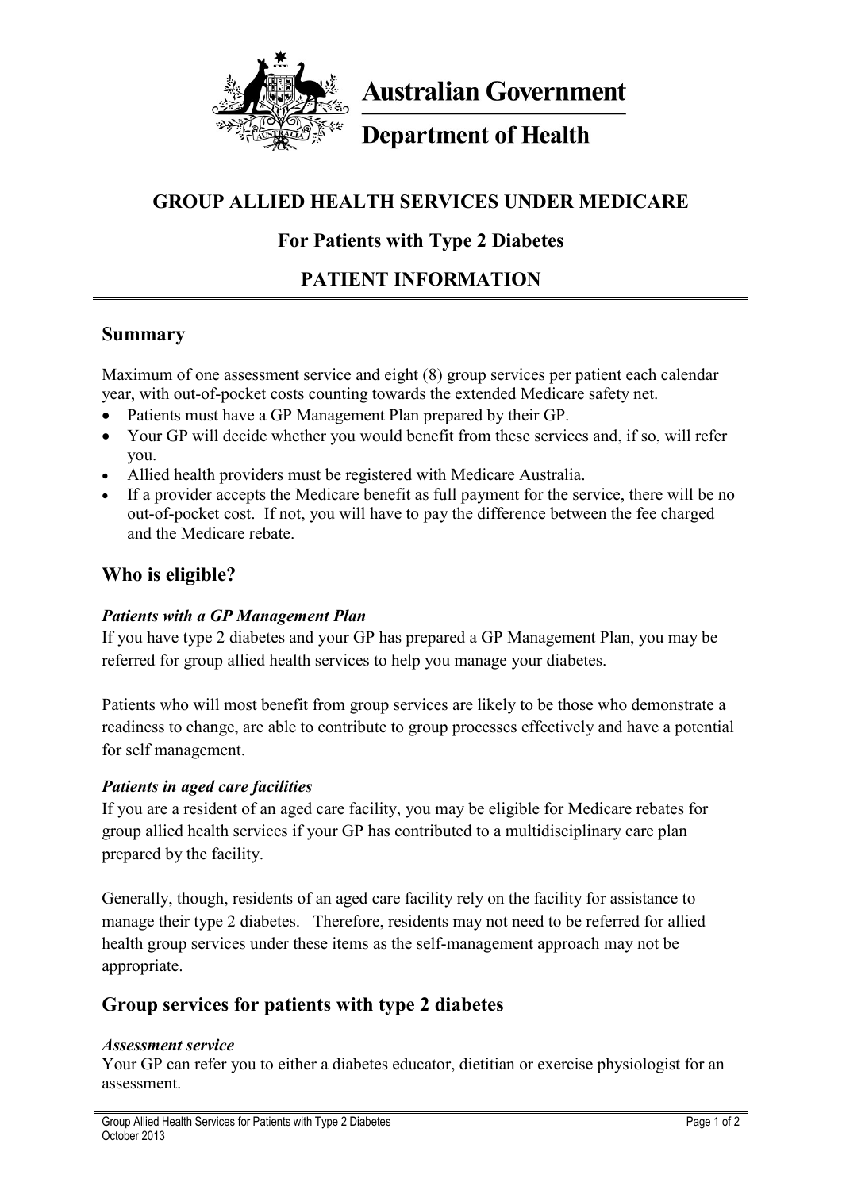**Australian Government**

**Department of Health**

# GROUP ALLIED HEALTH SERVICES UNDER MEDICARE

## For Patients with Type 2 Diabetes

## PATIENT INFORMATION

## Summary

Maximum of one assessment service and eight (8) group services per patient each calendar year, with out-of-pocket costs counting towards the extended Medicare safety net.

- Patients must have a GP Management Plan prepared by their GP.
- Your GP will decide whether you would benefit from these services and, if so, will refer you.
- Allied health providers must be registered with Medicare Australia.
- If a provider accepts the Medicare benefit as full payment for the service, there will be no out-of-pocket cost. If not, you will have to pay the difference between the fee charged and the Medicare rebate.

## Who is eligible?

### *Patients with a GP Management Plan*

If you have type 2 diabetes and your GP has prepared a GP Management Plan, you may be referred for group allied health services to help you manage your diabetes.

Patients who will most benefit from group services are likely to be those who demonstrate a readiness to change, are able to contribute to group processes effectively and have a potential for self management.

### *Patients in aged care facilities*

If you are a resident of an aged care facility, you may be eligible for Medicare rebates for group allied health services if your GP has contributed to a multidisciplinary care plan prepared by the facility.

Generally, though, residents of an aged care facility rely on the facility for assistance to manage their type 2 diabetes. Therefore, residents may not need to be referred for allied health group services under these items as the self-management approach may not be appropriate.

## Group services for patients with type 2 diabetes

### *Assessment service*

Your GP can refer you to either a diabetes educator, dietitian or exercise physiologist for an assessment.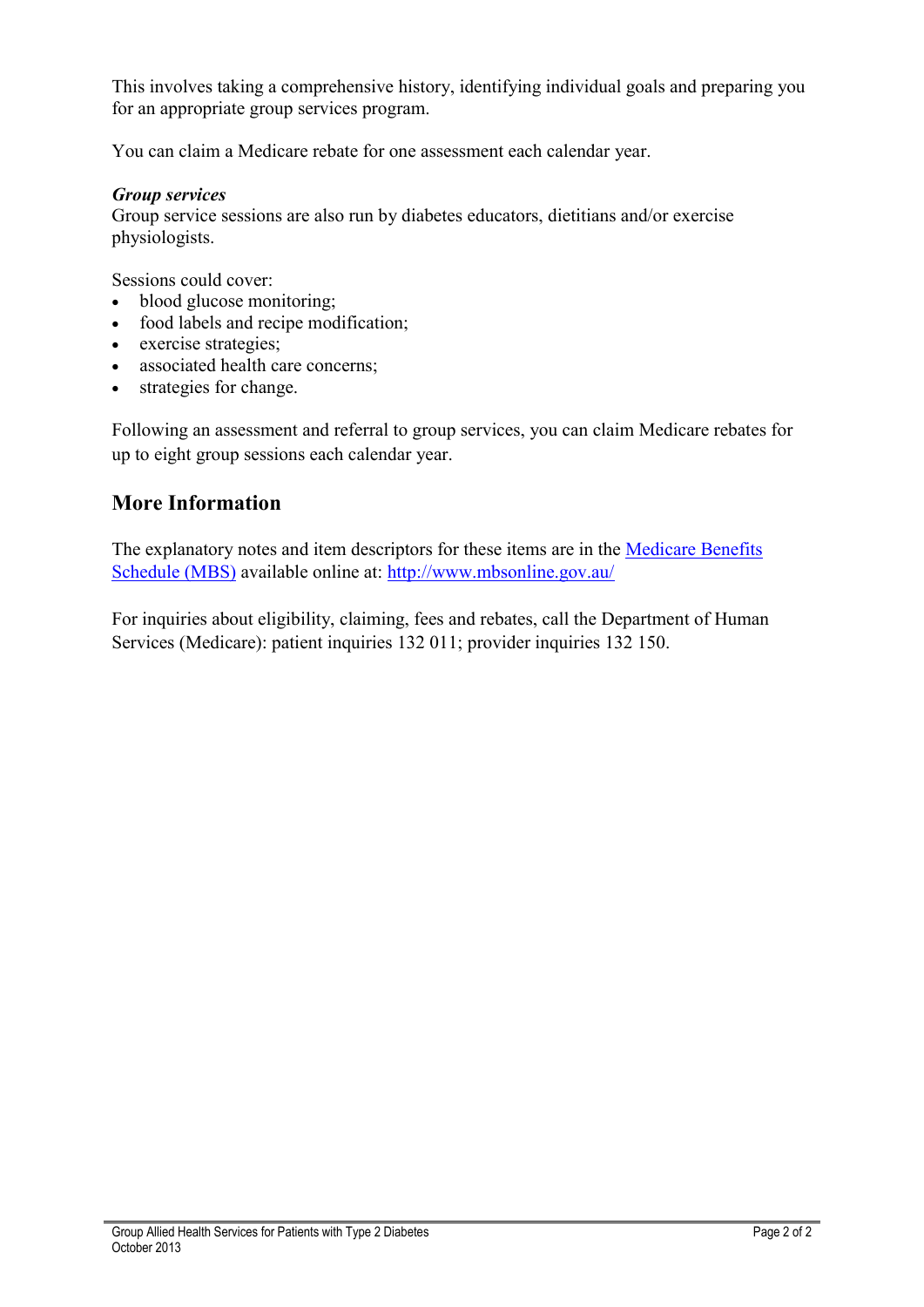This involves taking a comprehensive history, identifying individual goals and preparing you for an appropriate group services program.

You can claim a Medicare rebate for one assessment each calendar year.

***Group services***

Group service sessions are also run by diabetes educators, dietitians and/or exercise physiologists.

Sessions could cover:

- blood glucose monitoring;
- food labels and recipe modification;
- exercise strategies;
- associated health care concerns;
- strategies for change.

Following an assessment and referral to group services, you can claim Medicare rebates for up to eight group sessions each calendar year.

## More Information

The explanatory notes and item descriptors for these items are in the [Medicare Benefits Schedule (MBS)](http://www.mbsonline.gov.au/) available online at: [http://www.mbsonline.gov.au/](http://www.mbsonline.gov.au/)

For inquiries about eligibility, claiming, fees and rebates, call the Department of Human Services (Medicare): patient inquiries 132 011; provider inquiries 132 150.